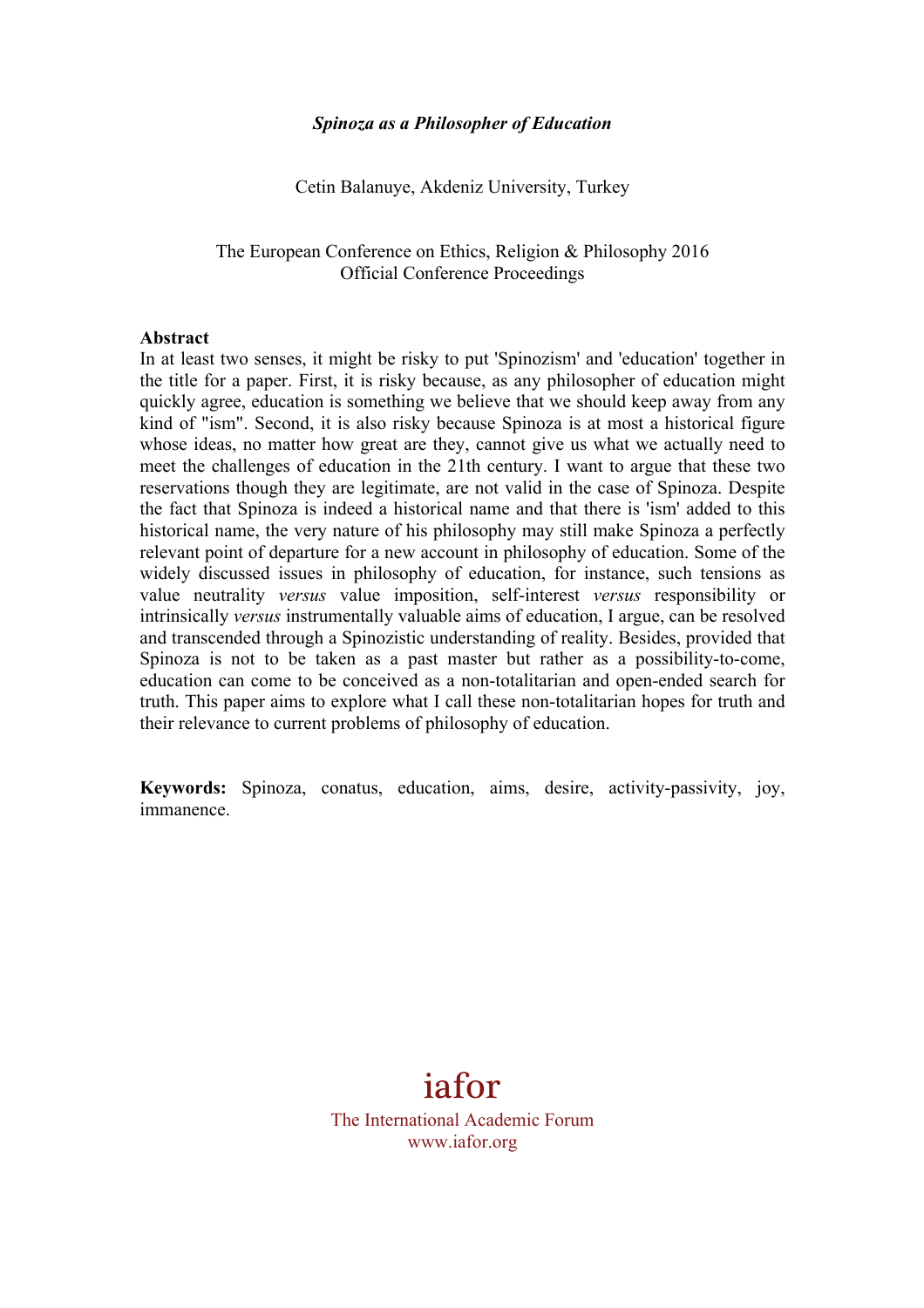# *Spinoza as a Philosopher of Education*

Cetin Balanuye, Akdeniz University, Turkey

The European Conference on Ethics, Religion & Philosophy 2016
Official Conference Proceedings

**Abstract**

In at least two senses, it might be risky to put 'Spinozism' and 'education' together in the title for a paper. First, it is risky because, as any philosopher of education might quickly agree, education is something we believe that we should keep away from any kind of "ism". Second, it is also risky because Spinoza is at most a historical figure whose ideas, no matter how great are they, cannot give us what we actually need to meet the challenges of education in the 21th century. I want to argue that these two reservations though they are legitimate, are not valid in the case of Spinoza. Despite the fact that Spinoza is indeed a historical name and that there is 'ism' added to this historical name, the very nature of his philosophy may still make Spinoza a perfectly relevant point of departure for a new account in philosophy of education. Some of the widely discussed issues in philosophy of education, for instance, such tensions as value neutrality *versus* value imposition, self-interest *versus* responsibility or intrinsically *versus* instrumentally valuable aims of education, I argue, can be resolved and transcended through a Spinozistic understanding of reality. Besides, provided that Spinoza is not to be taken as a past master but rather as a possibility-to-come, education can come to be conceived as a non-totalitarian and open-ended search for truth. This paper aims to explore what I call these non-totalitarian hopes for truth and their relevance to current problems of philosophy of education.

**Keywords:** Spinoza, conatus, education, aims, desire, activity-passivity, joy, immanence.

iafor
The International Academic Forum
www.iafor.org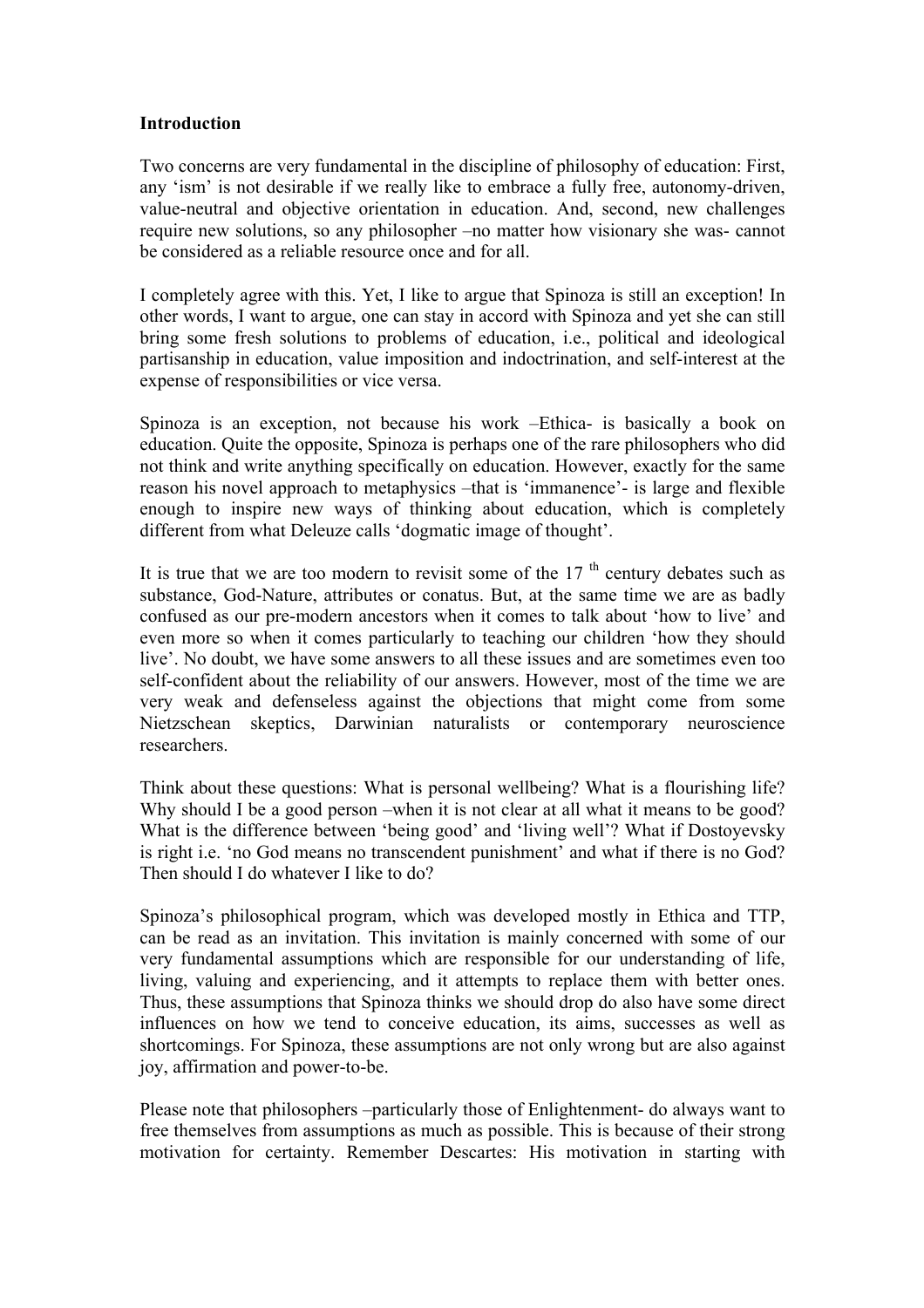**Introduction**

Two concerns are very fundamental in the discipline of philosophy of education: First, any 'ism' is not desirable if we really like to embrace a fully free, autonomy-driven, value-neutral and objective orientation in education. And, second, new challenges require new solutions, so any philosopher –no matter how visionary she was- cannot be considered as a reliable resource once and for all.

I completely agree with this. Yet, I like to argue that Spinoza is still an exception! In other words, I want to argue, one can stay in accord with Spinoza and yet she can still bring some fresh solutions to problems of education, i.e., political and ideological partisanship in education, value imposition and indoctrination, and self-interest at the expense of responsibilities or vice versa.

Spinoza is an exception, not because his work –Ethica- is basically a book on education. Quite the opposite, Spinoza is perhaps one of the rare philosophers who did not think and write anything specifically on education. However, exactly for the same reason his novel approach to metaphysics –that is 'immanence'- is large and flexible enough to inspire new ways of thinking about education, which is completely different from what Deleuze calls 'dogmatic image of thought'.

It is true that we are too modern to revisit some of the 17 th century debates such as substance, God-Nature, attributes or conatus. But, at the same time we are as badly confused as our pre-modern ancestors when it comes to talk about 'how to live' and even more so when it comes particularly to teaching our children 'how they should live'. No doubt, we have some answers to all these issues and are sometimes even too self-confident about the reliability of our answers. However, most of the time we are very weak and defenseless against the objections that might come from some Nietzschean skeptics, Darwinian naturalists or contemporary neuroscience researchers.

Think about these questions: What is personal wellbeing? What is a flourishing life? Why should I be a good person –when it is not clear at all what it means to be good? What is the difference between 'being good' and 'living well'? What if Dostoyevsky is right i.e. 'no God means no transcendent punishment' and what if there is no God? Then should I do whatever I like to do?

Spinoza's philosophical program, which was developed mostly in Ethica and TTP, can be read as an invitation. This invitation is mainly concerned with some of our very fundamental assumptions which are responsible for our understanding of life, living, valuing and experiencing, and it attempts to replace them with better ones. Thus, these assumptions that Spinoza thinks we should drop do also have some direct influences on how we tend to conceive education, its aims, successes as well as shortcomings. For Spinoza, these assumptions are not only wrong but are also against joy, affirmation and power-to-be.

Please note that philosophers –particularly those of Enlightenment- do always want to free themselves from assumptions as much as possible. This is because of their strong motivation for certainty. Remember Descartes: His motivation in starting with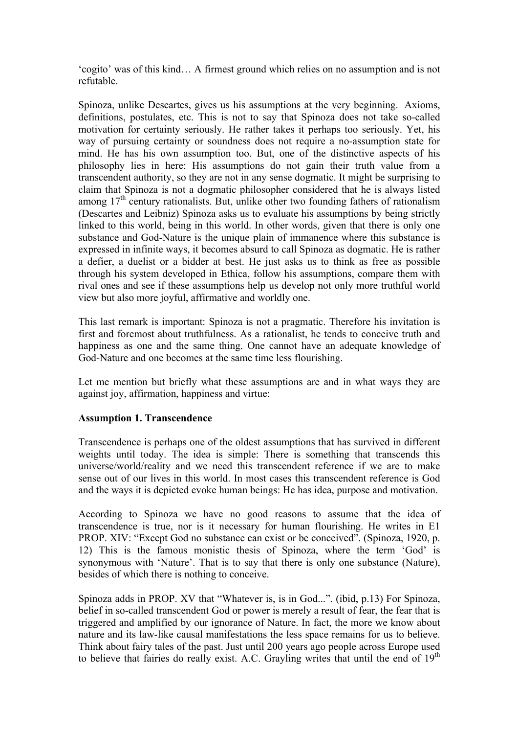'cogito' was of this kind… A firmest ground which relies on no assumption and is not refutable.

Spinoza, unlike Descartes, gives us his assumptions at the very beginning. Axioms, definitions, postulates, etc. This is not to say that Spinoza does not take so-called motivation for certainty seriously. He rather takes it perhaps too seriously. Yet, his way of pursuing certainty or soundness does not require a no-assumption state for mind. He has his own assumption too. But, one of the distinctive aspects of his philosophy lies in here: His assumptions do not gain their truth value from a transcendent authority, so they are not in any sense dogmatic. It might be surprising to claim that Spinoza is not a dogmatic philosopher considered that he is always listed among 17th century rationalists. But, unlike other two founding fathers of rationalism (Descartes and Leibniz) Spinoza asks us to evaluate his assumptions by being strictly linked to this world, being in this world. In other words, given that there is only one substance and God-Nature is the unique plain of immanence where this substance is expressed in infinite ways, it becomes absurd to call Spinoza as dogmatic. He is rather a defier, a duelist or a bidder at best. He just asks us to think as free as possible through his system developed in Ethica, follow his assumptions, compare them with rival ones and see if these assumptions help us develop not only more truthful world view but also more joyful, affirmative and worldly one.

This last remark is important: Spinoza is not a pragmatic. Therefore his invitation is first and foremost about truthfulness. As a rationalist, he tends to conceive truth and happiness as one and the same thing. One cannot have an adequate knowledge of God-Nature and one becomes at the same time less flourishing.

Let me mention but briefly what these assumptions are and in what ways they are against joy, affirmation, happiness and virtue:

**Assumption 1. Transcendence**

Transcendence is perhaps one of the oldest assumptions that has survived in different weights until today. The idea is simple: There is something that transcends this universe/world/reality and we need this transcendent reference if we are to make sense out of our lives in this world. In most cases this transcendent reference is God and the ways it is depicted evoke human beings: He has idea, purpose and motivation.

According to Spinoza we have no good reasons to assume that the idea of transcendence is true, nor is it necessary for human flourishing. He writes in E1 PROP. XIV: "Except God no substance can exist or be conceived". (Spinoza, 1920, p. 12) This is the famous monistic thesis of Spinoza, where the term 'God' is synonymous with 'Nature'. That is to say that there is only one substance (Nature), besides of which there is nothing to conceive.

Spinoza adds in PROP. XV that "Whatever is, is in God...". (ibid, p.13) For Spinoza, belief in so-called transcendent God or power is merely a result of fear, the fear that is triggered and amplified by our ignorance of Nature. In fact, the more we know about nature and its law-like causal manifestations the less space remains for us to believe. Think about fairy tales of the past. Just until 200 years ago people across Europe used to believe that fairies do really exist. A.C. Grayling writes that until the end of 19th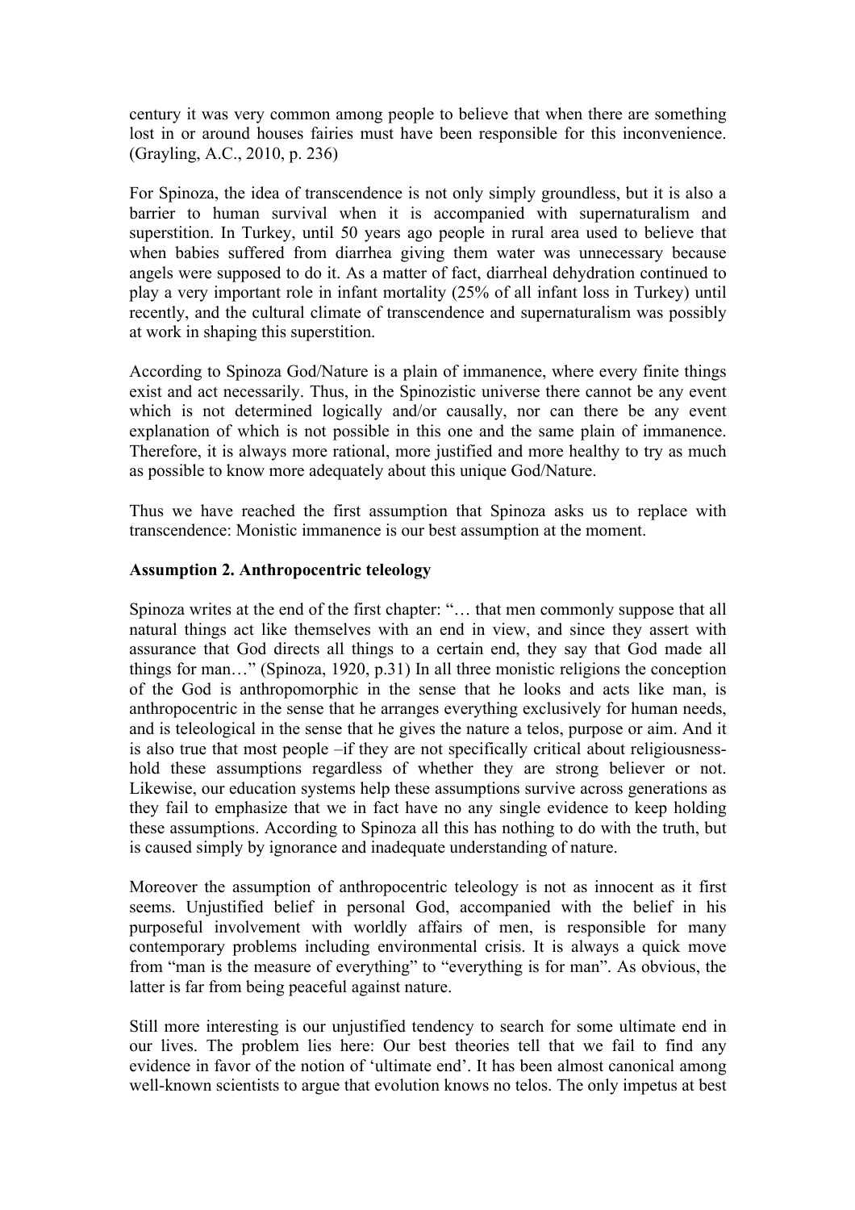century it was very common among people to believe that when there are something lost in or around houses fairies must have been responsible for this inconvenience. (Grayling, A.C., 2010, p. 236)

For Spinoza, the idea of transcendence is not only simply groundless, but it is also a barrier to human survival when it is accompanied with supernaturalism and superstition. In Turkey, until 50 years ago people in rural area used to believe that when babies suffered from diarrhea giving them water was unnecessary because angels were supposed to do it. As a matter of fact, diarrheal dehydration continued to play a very important role in infant mortality (25% of all infant loss in Turkey) until recently, and the cultural climate of transcendence and supernaturalism was possibly at work in shaping this superstition.

According to Spinoza God/Nature is a plain of immanence, where every finite things exist and act necessarily. Thus, in the Spinozistic universe there cannot be any event which is not determined logically and/or causally, nor can there be any event explanation of which is not possible in this one and the same plain of immanence. Therefore, it is always more rational, more justified and more healthy to try as much as possible to know more adequately about this unique God/Nature.

Thus we have reached the first assumption that Spinoza asks us to replace with transcendence: Monistic immanence is our best assumption at the moment.

**Assumption 2. Anthropocentric teleology**

Spinoza writes at the end of the first chapter: "… that men commonly suppose that all natural things act like themselves with an end in view, and since they assert with assurance that God directs all things to a certain end, they say that God made all things for man…" (Spinoza, 1920, p.31) In all three monistic religions the conception of the God is anthropomorphic in the sense that he looks and acts like man, is anthropocentric in the sense that he arranges everything exclusively for human needs, and is teleological in the sense that he gives the nature a telos, purpose or aim. And it is also true that most people –if they are not specifically critical about religiousness- hold these assumptions regardless of whether they are strong believer or not. Likewise, our education systems help these assumptions survive across generations as they fail to emphasize that we in fact have no any single evidence to keep holding these assumptions. According to Spinoza all this has nothing to do with the truth, but is caused simply by ignorance and inadequate understanding of nature.

Moreover the assumption of anthropocentric teleology is not as innocent as it first seems. Unjustified belief in personal God, accompanied with the belief in his purposeful involvement with worldly affairs of men, is responsible for many contemporary problems including environmental crisis. It is always a quick move from "man is the measure of everything" to "everything is for man". As obvious, the latter is far from being peaceful against nature.

Still more interesting is our unjustified tendency to search for some ultimate end in our lives. The problem lies here: Our best theories tell that we fail to find any evidence in favor of the notion of 'ultimate end'. It has been almost canonical among well-known scientists to argue that evolution knows no telos. The only impetus at best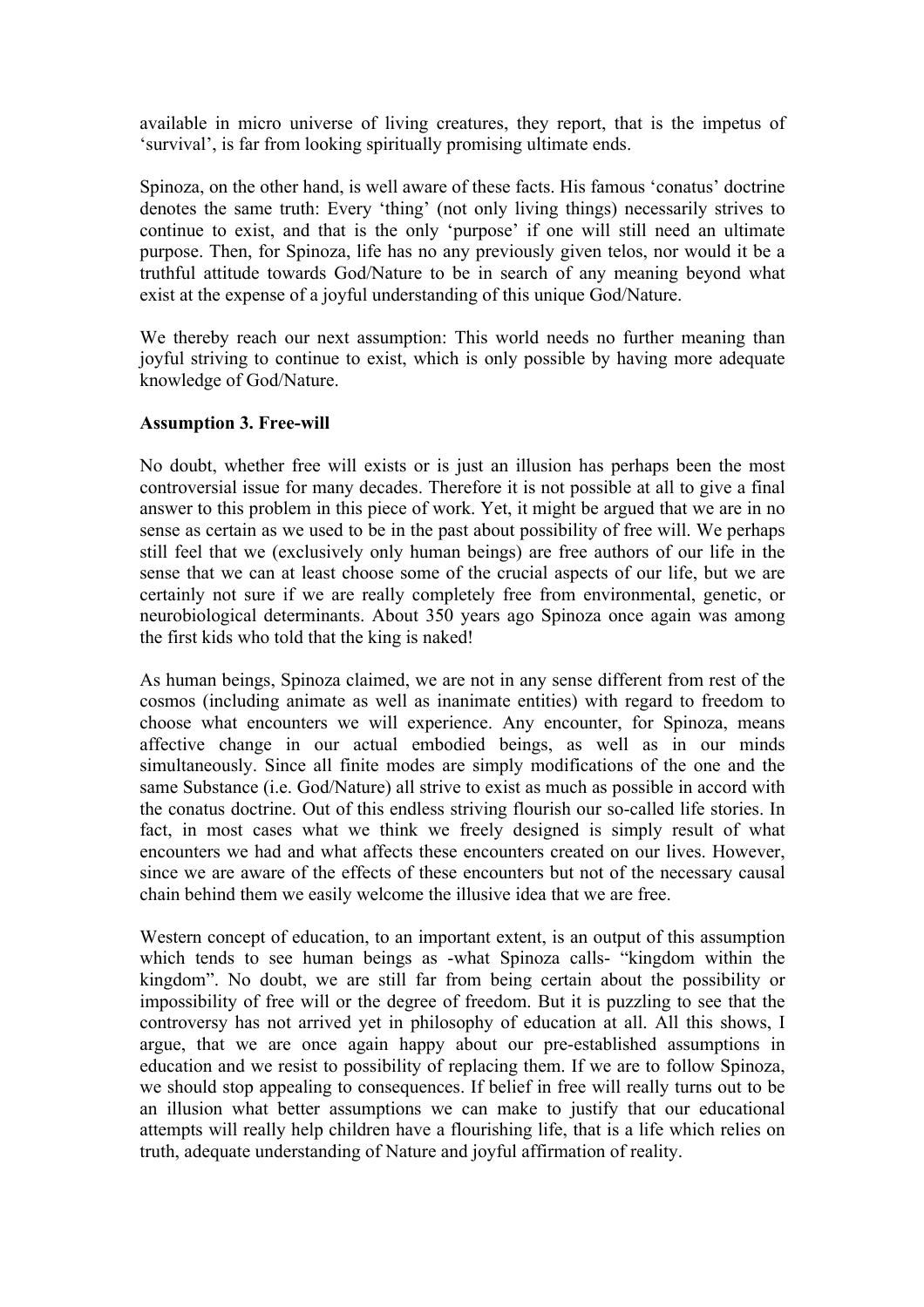available in micro universe of living creatures, they report, that is the impetus of 'survival', is far from looking spiritually promising ultimate ends.

Spinoza, on the other hand, is well aware of these facts. His famous 'conatus' doctrine denotes the same truth: Every 'thing' (not only living things) necessarily strives to continue to exist, and that is the only 'purpose' if one will still need an ultimate purpose. Then, for Spinoza, life has no any previously given telos, nor would it be a truthful attitude towards God/Nature to be in search of any meaning beyond what exist at the expense of a joyful understanding of this unique God/Nature.

We thereby reach our next assumption: This world needs no further meaning than joyful striving to continue to exist, which is only possible by having more adequate knowledge of God/Nature.

**Assumption 3. Free-will**

No doubt, whether free will exists or is just an illusion has perhaps been the most controversial issue for many decades. Therefore it is not possible at all to give a final answer to this problem in this piece of work. Yet, it might be argued that we are in no sense as certain as we used to be in the past about possibility of free will. We perhaps still feel that we (exclusively only human beings) are free authors of our life in the sense that we can at least choose some of the crucial aspects of our life, but we are certainly not sure if we are really completely free from environmental, genetic, or neurobiological determinants. About 350 years ago Spinoza once again was among the first kids who told that the king is naked!

As human beings, Spinoza claimed, we are not in any sense different from rest of the cosmos (including animate as well as inanimate entities) with regard to freedom to choose what encounters we will experience. Any encounter, for Spinoza, means affective change in our actual embodied beings, as well as in our minds simultaneously. Since all finite modes are simply modifications of the one and the same Substance (i.e. God/Nature) all strive to exist as much as possible in accord with the conatus doctrine. Out of this endless striving flourish our so-called life stories. In fact, in most cases what we think we freely designed is simply result of what encounters we had and what affects these encounters created on our lives. However, since we are aware of the effects of these encounters but not of the necessary causal chain behind them we easily welcome the illusive idea that we are free.

Western concept of education, to an important extent, is an output of this assumption which tends to see human beings as -what Spinoza calls- "kingdom within the kingdom". No doubt, we are still far from being certain about the possibility or impossibility of free will or the degree of freedom. But it is puzzling to see that the controversy has not arrived yet in philosophy of education at all. All this shows, I argue, that we are once again happy about our pre-established assumptions in education and we resist to possibility of replacing them. If we are to follow Spinoza, we should stop appealing to consequences. If belief in free will really turns out to be an illusion what better assumptions we can make to justify that our educational attempts will really help children have a flourishing life, that is a life which relies on truth, adequate understanding of Nature and joyful affirmation of reality.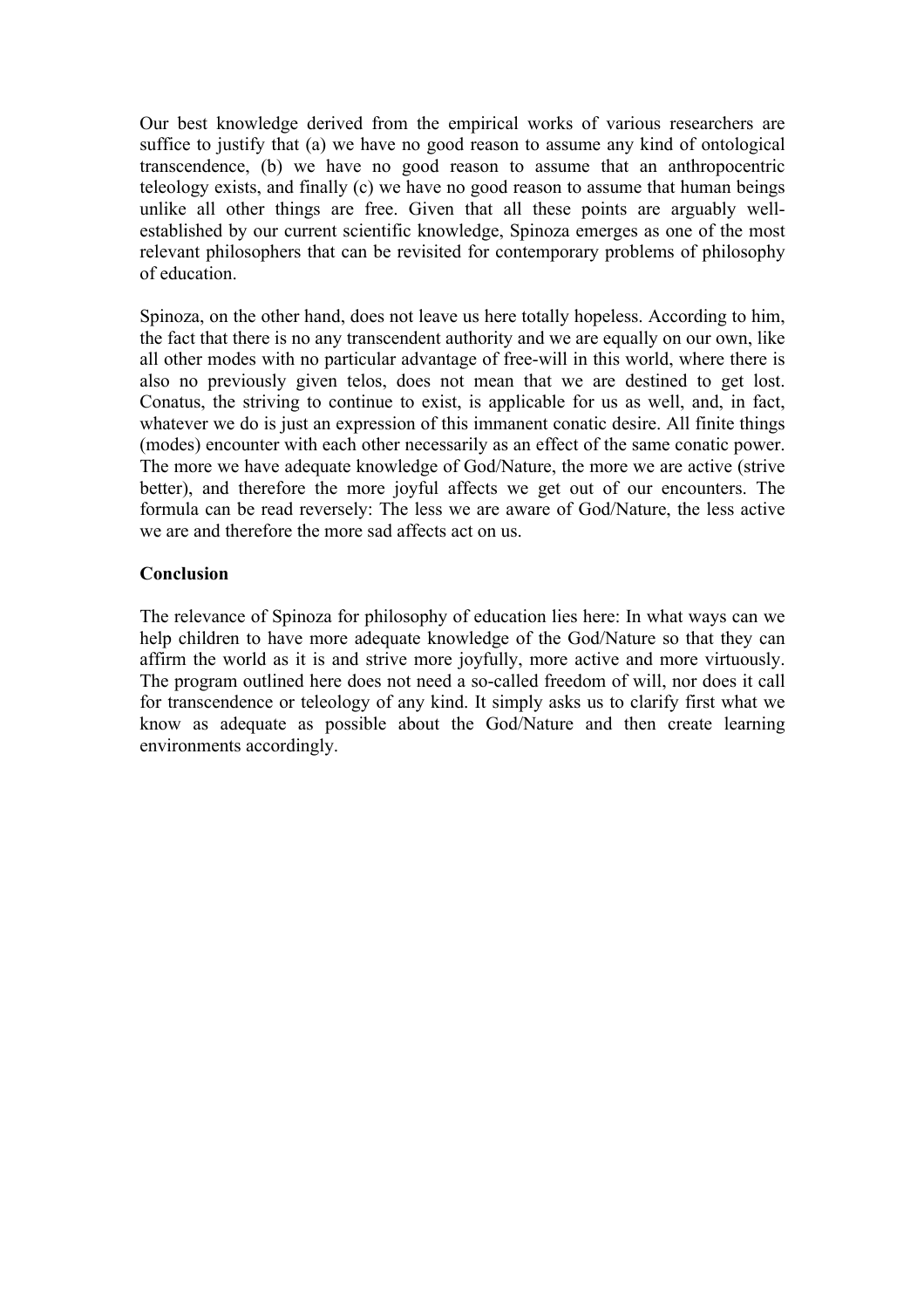Our best knowledge derived from the empirical works of various researchers are suffice to justify that (a) we have no good reason to assume any kind of ontological transcendence, (b) we have no good reason to assume that an anthropocentric teleology exists, and finally (c) we have no good reason to assume that human beings unlike all other things are free. Given that all these points are arguably well-established by our current scientific knowledge, Spinoza emerges as one of the most relevant philosophers that can be revisited for contemporary problems of philosophy of education.

Spinoza, on the other hand, does not leave us here totally hopeless. According to him, the fact that there is no any transcendent authority and we are equally on our own, like all other modes with no particular advantage of free-will in this world, where there is also no previously given telos, does not mean that we are destined to get lost. Conatus, the striving to continue to exist, is applicable for us as well, and, in fact, whatever we do is just an expression of this immanent conatic desire. All finite things (modes) encounter with each other necessarily as an effect of the same conatic power. The more we have adequate knowledge of God/Nature, the more we are active (strive better), and therefore the more joyful affects we get out of our encounters. The formula can be read reversely: The less we are aware of God/Nature, the less active we are and therefore the more sad affects act on us.

## Conclusion

The relevance of Spinoza for philosophy of education lies here: In what ways can we help children to have more adequate knowledge of the God/Nature so that they can affirm the world as it is and strive more joyfully, more active and more virtuously. The program outlined here does not need a so-called freedom of will, nor does it call for transcendence or teleology of any kind. It simply asks us to clarify first what we know as adequate as possible about the God/Nature and then create learning environments accordingly.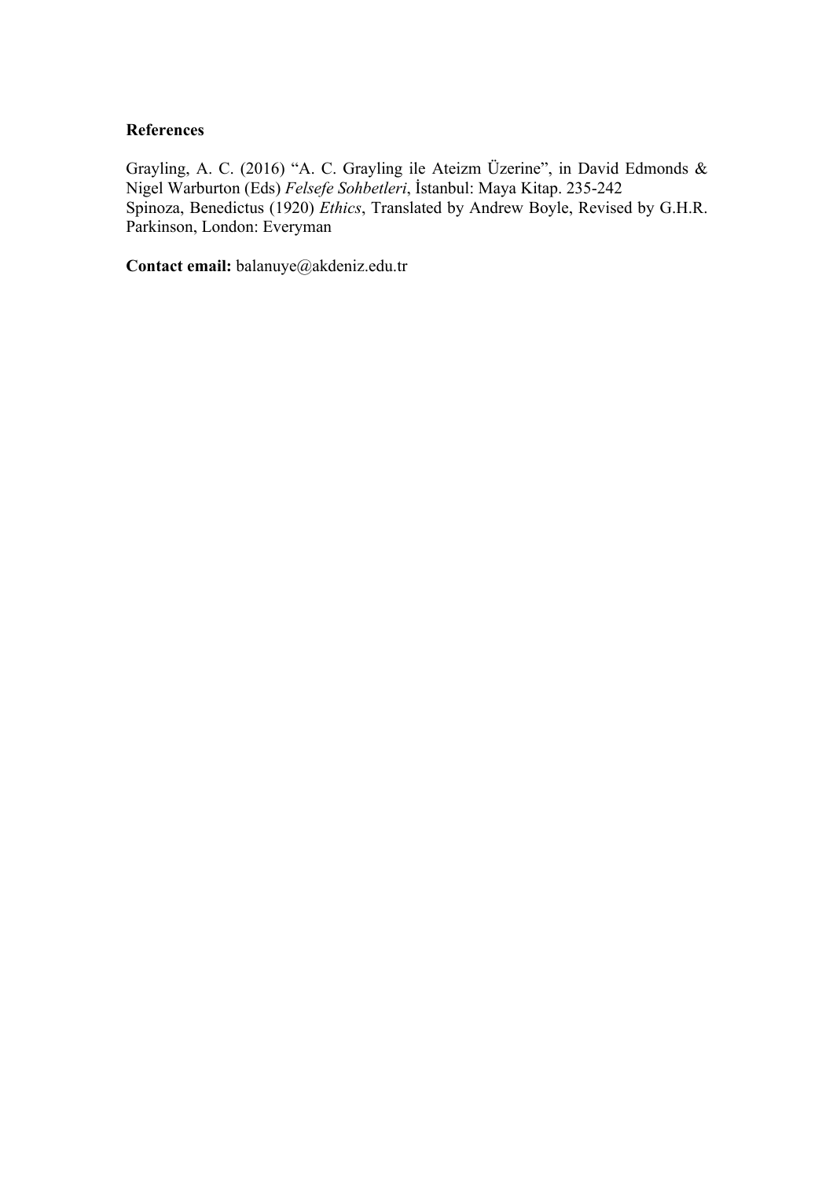**References**

Grayling, A. C. (2016) "A. C. Grayling ile Ateizm Üzerine", in David Edmonds & Nigel Warburton (Eds) *Felsefe Sohbetleri*, İstanbul: Maya Kitap. 235-242

Spinoza, Benedictus (1920) *Ethics*, Translated by Andrew Boyle, Revised by G.H.R. Parkinson, London: Everyman

**Contact email:** balanuye@akdeniz.edu.tr